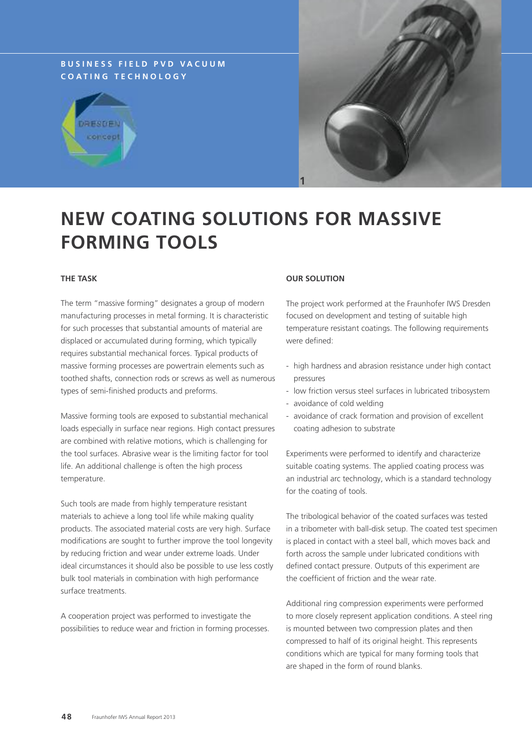BUSINESS FIELD PVD VACUUM COATING TECHNOLOGY

# NEW COATING SOLUTIONS FOR MASSIVE FORMING TOOLS

## THE TASK

The term "massive forming" designates a group of modern manufacturing processes in metal forming. It is characteristic for such processes that substantial amounts of material are displaced or accumulated during forming, which typically requires substantial mechanical forces. Typical products of massive forming processes are powertrain elements such as toothed shafts, connection rods or screws as well as numerous types of semi-finished products and preforms.

Massive forming tools are exposed to substantial mechanical loads especially in surface near regions. High contact pressures are combined with relative motions, which is challenging for the tool surfaces. Abrasive wear is the limiting factor for tool life. An additional challenge is often the high process temperature.

Such tools are made from highly temperature resistant materials to achieve a long tool life while making quality products. The associated material costs are very high. Surface modifications are sought to further improve the tool longevity by reducing friction and wear under extreme loads. Under ideal circumstances it should also be possible to use less costly bulk tool materials in combination with high performance surface treatments.

A cooperation project was performed to investigate the possibilities to reduce wear and friction in forming processes.

## OUR SOLUTION

The project work performed at the Fraunhofer IWS Dresden focused on development and testing of suitable high temperature resistant coatings. The following requirements were defined:

- high hardness and abrasion resistance under high contact pressures
- low friction versus steel surfaces in lubricated tribosystem
- avoidance of cold welding
- avoidance of crack formation and provision of excellent coating adhesion to substrate

Experiments were performed to identify and characterize suitable coating systems. The applied coating process was an industrial arc technology, which is a standard technology for the coating of tools.

The tribological behavior of the coated surfaces was tested in a tribometer with ball-disk setup. The coated test specimen is placed in contact with a steel ball, which moves back and forth across the sample under lubricated conditions with defined contact pressure. Outputs of this experiment are the coefficient of friction and the wear rate.

Additional ring compression experiments were performed to more closely represent application conditions. A steel ring is mounted between two compression plates and then compressed to half of its original height. This represents conditions which are typical for many forming tools that are shaped in the form of round blanks.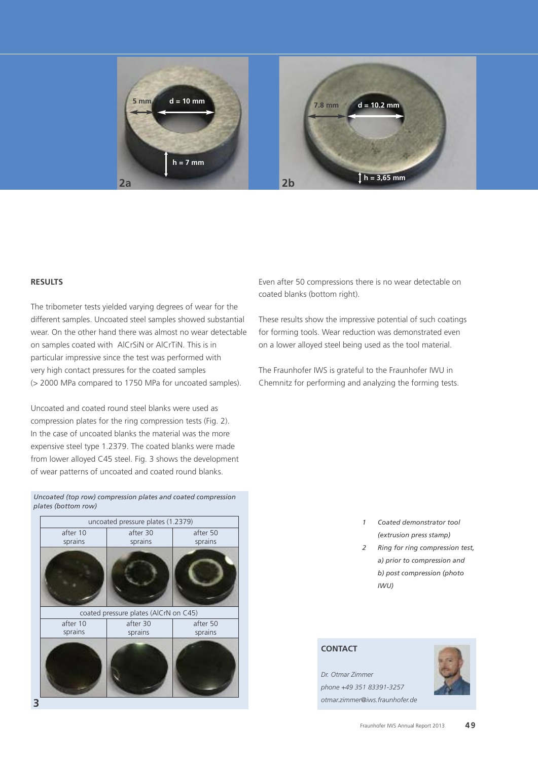5 mm
d = 10 mm
h = 7 mm
2a

7.8 mm
d = 10.2 mm
h = 3,65 mm
2b

## RESULTS

The tribometer tests yielded varying degrees of wear for the different samples. Uncoated steel samples showed substantial wear. On the other hand there was almost no wear detectable on samples coated with AlCrSiN or AlCrTiN. This is in particular impressive since the test was performed with very high contact pressures for the coated samples (> 2000 MPa compared to 1750 MPa for uncoated samples).

Uncoated and coated round steel blanks were used as compression plates for the ring compression tests (Fig. 2). In the case of uncoated blanks the material was the more expensive steel type 1.2379. The coated blanks were made from lower alloyed C45 steel. Fig. 3 shows the development of wear patterns of uncoated and coated round blanks.

Even after 50 compressions there is no wear detectable on coated blanks (bottom right).

These results show the impressive potential of such coatings for forming tools. Wear reduction was demonstrated even on a lower alloyed steel being used as the tool material.

The Fraunhofer IWS is grateful to the Fraunhofer IWU in Chemnitz for performing and analyzing the forming tests.

*Uncoated (top row) compression plates and coated compression plates (bottom row)*

| uncoated pressure plates (1.2379) | | |
|---|---|---|
| after 10 sprains | after 30 sprains | after 50 sprains |
| coated pressure plates (AlCrN on C45) | | |
| after 10 sprains | after 30 sprains | after 50 sprains |

3

1 *Coated demonstrator tool (extrusion press stamp)*

2 *Ring for ring compression test, a) prior to compression and b) post compression (photo IWU)*

**CONTACT**

*Dr. Otmar Zimmer*
*phone +49 351 83391-3257*
*otmar.zimmer@iws.fraunhofer.de*